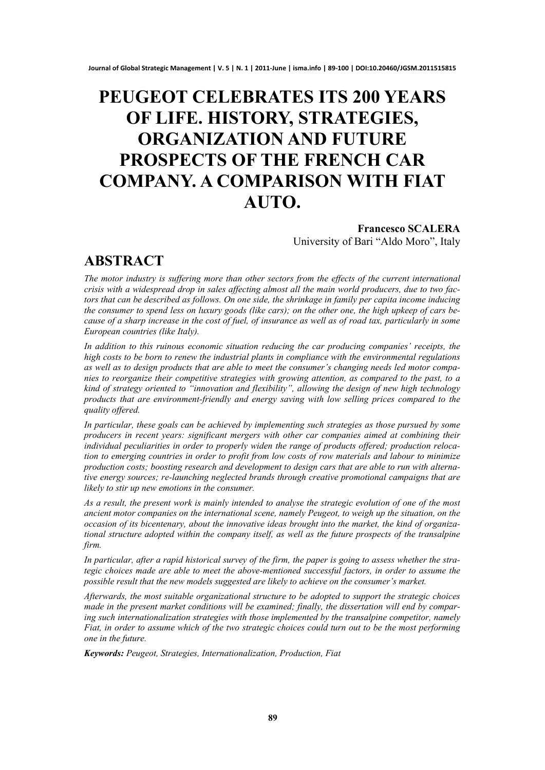# PEUGEOT CELEBRATES ITS 200 YEARS OF LIFE. HISTORY, STRATEGIES, ORGANIZATION AND FUTURE PROSPECTS OF THE FRENCH CAR COMPANY. A COMPARISON WITH FIAT AUTO.

**Francesco SCALERA**
University of Bari "Aldo Moro", Italy

## ABSTRACT

*The motor industry is suffering more than other sectors from the effects of the current international crisis with a widespread drop in sales affecting almost all the main world producers, due to two factors that can be described as follows. On one side, the shrinkage in family per capita income inducing the consumer to spend less on luxury goods (like cars); on the other one, the high upkeep of cars because of a sharp increase in the cost of fuel, of insurance as well as of road tax, particularly in some European countries (like Italy).*

*In addition to this ruinous economic situation reducing the car producing companies' receipts, the high costs to be born to renew the industrial plants in compliance with the environmental regulations as well as to design products that are able to meet the consumer's changing needs led motor companies to reorganize their competitive strategies with growing attention, as compared to the past, to a kind of strategy oriented to "innovation and flexibility", allowing the design of new high technology products that are environment-friendly and energy saving with low selling prices compared to the quality offered.*

*In particular, these goals can be achieved by implementing such strategies as those pursued by some producers in recent years: significant mergers with other car companies aimed at combining their individual peculiarities in order to properly widen the range of products offered; production relocation to emerging countries in order to profit from low costs of row materials and labour to minimize production costs; boosting research and development to design cars that are able to run with alternative energy sources; re-launching neglected brands through creative promotional campaigns that are likely to stir up new emotions in the consumer.*

*As a result, the present work is mainly intended to analyse the strategic evolution of one of the most ancient motor companies on the international scene, namely Peugeot, to weigh up the situation, on the occasion of its bicentenary, about the innovative ideas brought into the market, the kind of organizational structure adopted within the company itself, as well as the future prospects of the transalpine firm.*

*In particular, after a rapid historical survey of the firm, the paper is going to assess whether the strategic choices made are able to meet the above-mentioned successful factors, in order to assume the possible result that the new models suggested are likely to achieve on the consumer's market.*

*Afterwards, the most suitable organizational structure to be adopted to support the strategic choices made in the present market conditions will be examined; finally, the dissertation will end by comparing such internationalization strategies with those implemented by the transalpine competitor, namely Fiat, in order to assume which of the two strategic choices could turn out to be the most performing one in the future.*

***Keywords:*** *Peugeot, Strategies, Internationalization, Production, Fiat*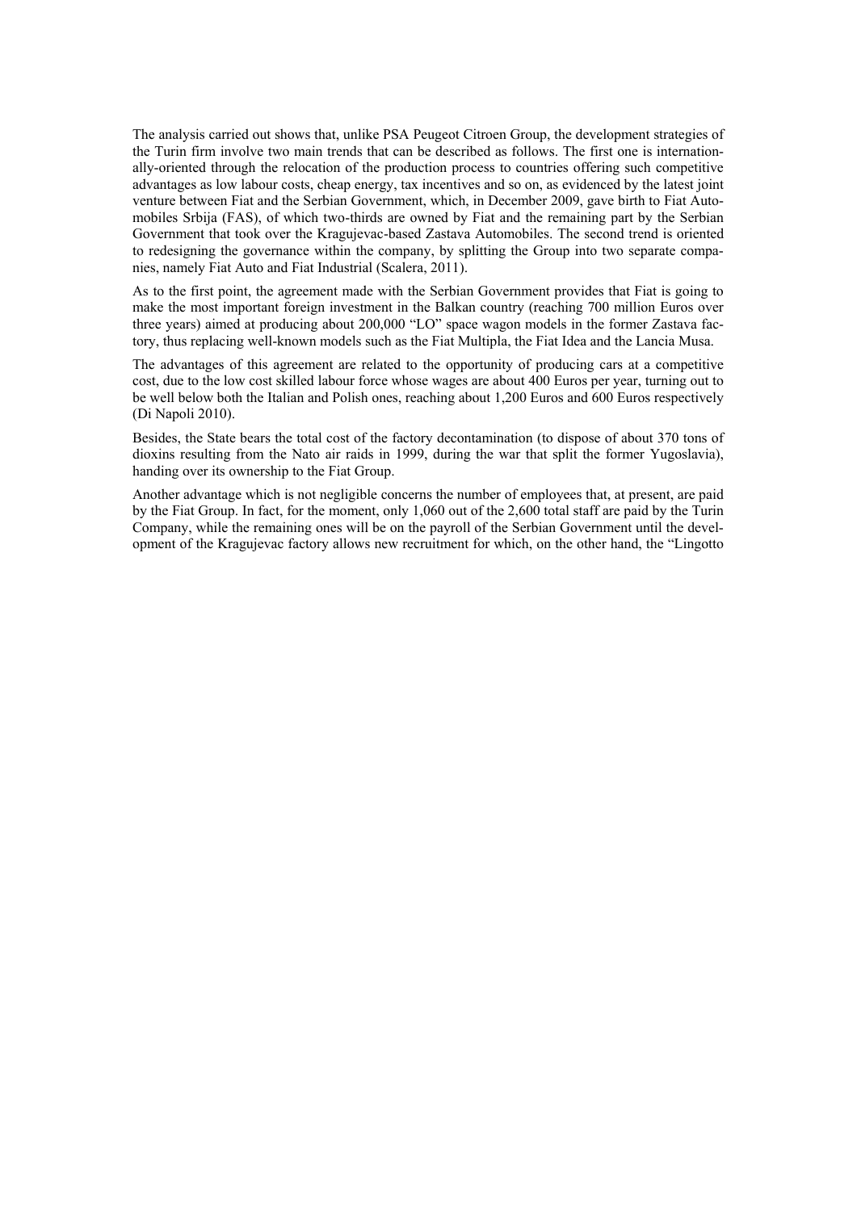The analysis carried out shows that, unlike PSA Peugeot Citroen Group, the development strategies of the Turin firm involve two main trends that can be described as follows. The first one is internationally-oriented through the relocation of the production process to countries offering such competitive advantages as low labour costs, cheap energy, tax incentives and so on, as evidenced by the latest joint venture between Fiat and the Serbian Government, which, in December 2009, gave birth to Fiat Automobiles Srbija (FAS), of which two-thirds are owned by Fiat and the remaining part by the Serbian Government that took over the Kragujevac-based Zastava Automobiles. The second trend is oriented to redesigning the governance within the company, by splitting the Group into two separate companies, namely Fiat Auto and Fiat Industrial (Scalera, 2011).

As to the first point, the agreement made with the Serbian Government provides that Fiat is going to make the most important foreign investment in the Balkan country (reaching 700 million Euros over three years) aimed at producing about 200,000 "LO" space wagon models in the former Zastava factory, thus replacing well-known models such as the Fiat Multipla, the Fiat Idea and the Lancia Musa.

The advantages of this agreement are related to the opportunity of producing cars at a competitive cost, due to the low cost skilled labour force whose wages are about 400 Euros per year, turning out to be well below both the Italian and Polish ones, reaching about 1,200 Euros and 600 Euros respectively (Di Napoli 2010).

Besides, the State bears the total cost of the factory decontamination (to dispose of about 370 tons of dioxins resulting from the Nato air raids in 1999, during the war that split the former Yugoslavia), handing over its ownership to the Fiat Group.

Another advantage which is not negligible concerns the number of employees that, at present, are paid by the Fiat Group. In fact, for the moment, only 1,060 out of the 2,600 total staff are paid by the Turin Company, while the remaining ones will be on the payroll of the Serbian Government until the development of the Kragujevac factory allows new recruitment for which, on the other hand, the "Lingotto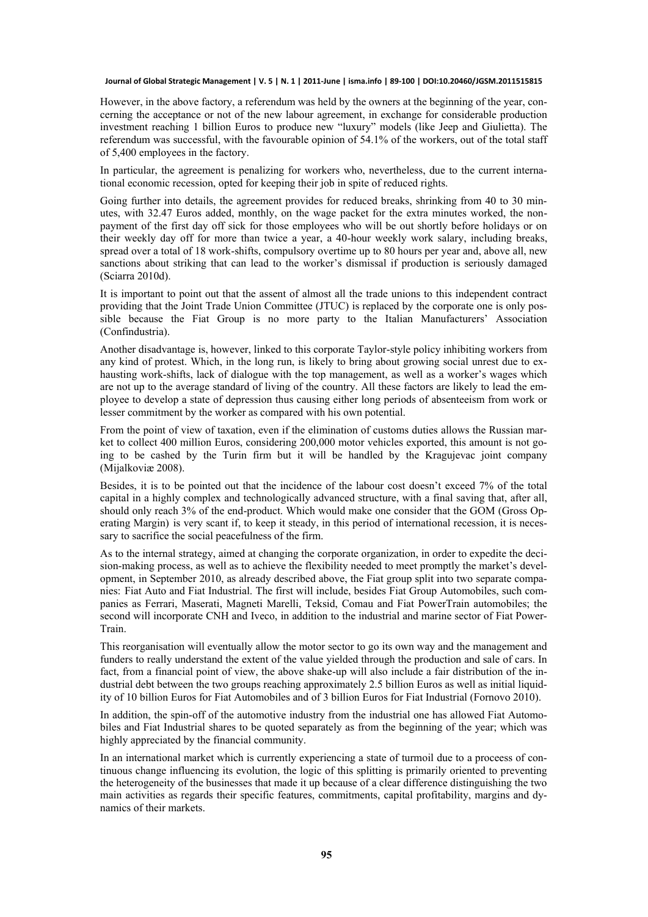However, in the above factory, a referendum was held by the owners at the beginning of the year, concerning the acceptance or not of the new labour agreement, in exchange for considerable production investment reaching 1 billion Euros to produce new "luxury" models (like Jeep and Giulietta). The referendum was successful, with the favourable opinion of 54.1% of the workers, out of the total staff of 5,400 employees in the factory.

In particular, the agreement is penalizing for workers who, nevertheless, due to the current international economic recession, opted for keeping their job in spite of reduced rights.

Going further into details, the agreement provides for reduced breaks, shrinking from 40 to 30 minutes, with 32.47 Euros added, monthly, on the wage packet for the extra minutes worked, the non-payment of the first day off sick for those employees who will be out shortly before holidays or on their weekly day off for more than twice a year, a 40-hour weekly work salary, including breaks, spread over a total of 18 work-shifts, compulsory overtime up to 80 hours per year and, above all, new sanctions about striking that can lead to the worker's dismissal if production is seriously damaged (Sciarra 2010d).

It is important to point out that the assent of almost all the trade unions to this independent contract providing that the Joint Trade Union Committee (JTUC) is replaced by the corporate one is only possible because the Fiat Group is no more party to the Italian Manufacturers' Association (Confindustria).

Another disadvantage is, however, linked to this corporate Taylor-style policy inhibiting workers from any kind of protest. Which, in the long run, is likely to bring about growing social unrest due to exhausting work-shifts, lack of dialogue with the top management, as well as a worker's wages which are not up to the average standard of living of the country. All these factors are likely to lead the employee to develop a state of depression thus causing either long periods of absenteeism from work or lesser commitment by the worker as compared with his own potential.

From the point of view of taxation, even if the elimination of customs duties allows the Russian market to collect 400 million Euros, considering 200,000 motor vehicles exported, this amount is not going to be cashed by the Turin firm but it will be handled by the Kragujevac joint company (Mijalkoviæ 2008).

Besides, it is to be pointed out that the incidence of the labour cost doesn't exceed 7% of the total capital in a highly complex and technologically advanced structure, with a final saving that, after all, should only reach 3% of the end-product. Which would make one consider that the GOM (Gross Operating Margin) is very scant if, to keep it steady, in this period of international recession, it is necessary to sacrifice the social peacefulness of the firm.

As to the internal strategy, aimed at changing the corporate organization, in order to expedite the decision-making process, as well as to achieve the flexibility needed to meet promptly the market's development, in September 2010, as already described above, the Fiat group split into two separate companies: Fiat Auto and Fiat Industrial. The first will include, besides Fiat Group Automobiles, such companies as Ferrari, Maserati, Magneti Marelli, Teksid, Comau and Fiat PowerTrain automobiles; the second will incorporate CNH and Iveco, in addition to the industrial and marine sector of Fiat PowerTrain.

This reorganisation will eventually allow the motor sector to go its own way and the management and funders to really understand the extent of the value yielded through the production and sale of cars. In fact, from a financial point of view, the above shake-up will also include a fair distribution of the industrial debt between the two groups reaching approximately 2.5 billion Euros as well as initial liquidity of 10 billion Euros for Fiat Automobiles and of 3 billion Euros for Fiat Industrial (Fornovo 2010).

In addition, the spin-off of the automotive industry from the industrial one has allowed Fiat Automobiles and Fiat Industrial shares to be quoted separately as from the beginning of the year; which was highly appreciated by the financial community.

In an international market which is currently experiencing a state of turmoil due to a proceess of continuous change influencing its evolution, the logic of this splitting is primarily oriented to preventing the heterogeneity of the businesses that made it up because of a clear difference distinguishing the two main activities as regards their specific features, commitments, capital profitability, margins and dynamics of their markets.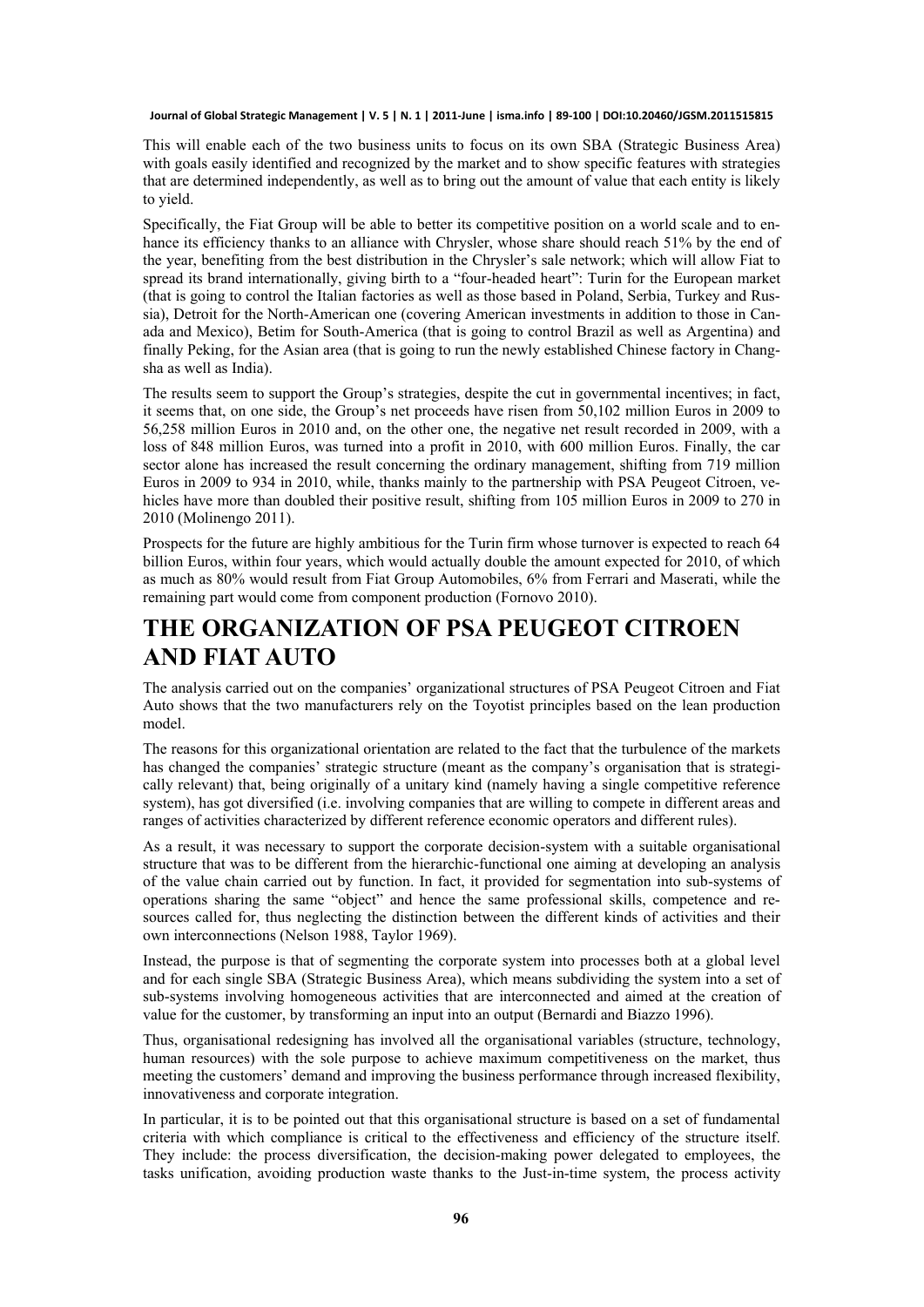This will enable each of the two business units to focus on its own SBA (Strategic Business Area) with goals easily identified and recognized by the market and to show specific features with strategies that are determined independently, as well as to bring out the amount of value that each entity is likely to yield.

Specifically, the Fiat Group will be able to better its competitive position on a world scale and to enhance its efficiency thanks to an alliance with Chrysler, whose share should reach 51% by the end of the year, benefiting from the best distribution in the Chrysler's sale network; which will allow Fiat to spread its brand internationally, giving birth to a "four-headed heart": Turin for the European market (that is going to control the Italian factories as well as those based in Poland, Serbia, Turkey and Russia), Detroit for the North-American one (covering American investments in addition to those in Canada and Mexico), Betim for South-America (that is going to control Brazil as well as Argentina) and finally Peking, for the Asian area (that is going to run the newly established Chinese factory in Changsha as well as India).

The results seem to support the Group's strategies, despite the cut in governmental incentives; in fact, it seems that, on one side, the Group's net proceeds have risen from 50,102 million Euros in 2009 to 56,258 million Euros in 2010 and, on the other one, the negative net result recorded in 2009, with a loss of 848 million Euros, was turned into a profit in 2010, with 600 million Euros. Finally, the car sector alone has increased the result concerning the ordinary management, shifting from 719 million Euros in 2009 to 934 in 2010, while, thanks mainly to the partnership with PSA Peugeot Citroen, vehicles have more than doubled their positive result, shifting from 105 million Euros in 2009 to 270 in 2010 (Molinengo 2011).

Prospects for the future are highly ambitious for the Turin firm whose turnover is expected to reach 64 billion Euros, within four years, which would actually double the amount expected for 2010, of which as much as 80% would result from Fiat Group Automobiles, 6% from Ferrari and Maserati, while the remaining part would come from component production (Fornovo 2010).

# THE ORGANIZATION OF PSA PEUGEOT CITROEN AND FIAT AUTO

The analysis carried out on the companies' organizational structures of PSA Peugeot Citroen and Fiat Auto shows that the two manufacturers rely on the Toyotist principles based on the lean production model.

The reasons for this organizational orientation are related to the fact that the turbulence of the markets has changed the companies' strategic structure (meant as the company's organisation that is strategically relevant) that, being originally of a unitary kind (namely having a single competitive reference system), has got diversified (i.e. involving companies that are willing to compete in different areas and ranges of activities characterized by different reference economic operators and different rules).

As a result, it was necessary to support the corporate decision-system with a suitable organisational structure that was to be different from the hierarchic-functional one aiming at developing an analysis of the value chain carried out by function. In fact, it provided for segmentation into sub-systems of operations sharing the same "object" and hence the same professional skills, competence and resources called for, thus neglecting the distinction between the different kinds of activities and their own interconnections (Nelson 1988, Taylor 1969).

Instead, the purpose is that of segmenting the corporate system into processes both at a global level and for each single SBA (Strategic Business Area), which means subdividing the system into a set of sub-systems involving homogeneous activities that are interconnected and aimed at the creation of value for the customer, by transforming an input into an output (Bernardi and Biazzo 1996).

Thus, organisational redesigning has involved all the organisational variables (structure, technology, human resources) with the sole purpose to achieve maximum competitiveness on the market, thus meeting the customers' demand and improving the business performance through increased flexibility, innovativeness and corporate integration.

In particular, it is to be pointed out that this organisational structure is based on a set of fundamental criteria with which compliance is critical to the effectiveness and efficiency of the structure itself. They include: the process diversification, the decision-making power delegated to employees, the tasks unification, avoiding production waste thanks to the Just-in-time system, the process activity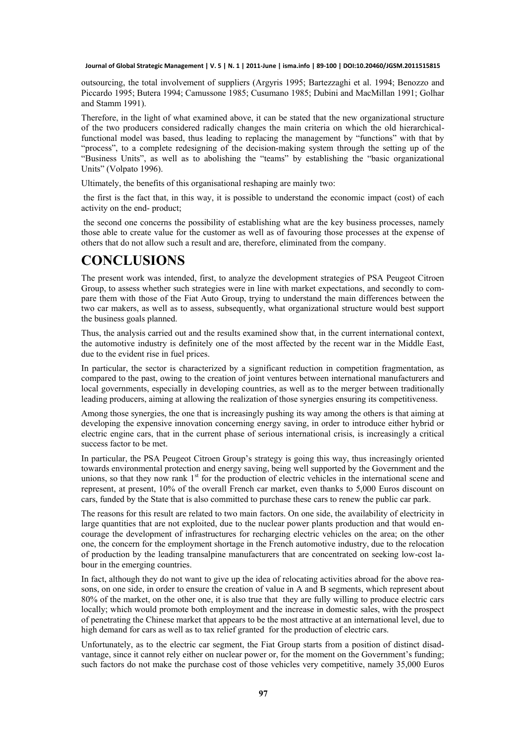outsourcing, the total involvement of suppliers (Argyris 1995; Bartezzaghi et al. 1994; Benozzo and Piccardo 1995; Butera 1994; Camussone 1985; Cusumano 1985; Dubini and MacMillan 1991; Golhar and Stamm 1991).

Therefore, in the light of what examined above, it can be stated that the new organizational structure of the two producers considered radically changes the main criteria on which the old hierarchical-functional model was based, thus leading to replacing the management by "functions" with that by "process", to a complete redesigning of the decision-making system through the setting up of the "Business Units", as well as to abolishing the "teams" by establishing the "basic organizational Units" (Volpato 1996).

Ultimately, the benefits of this organisational reshaping are mainly two:

- the first is the fact that, in this way, it is possible to understand the economic impact (cost) of each activity on the end- product;
- the second one concerns the possibility of establishing what are the key business processes, namely those able to create value for the customer as well as of favouring those processes at the expense of others that do not allow such a result and are, therefore, eliminated from the company.

# CONCLUSIONS

The present work was intended, first, to analyze the development strategies of PSA Peugeot Citroen Group, to assess whether such strategies were in line with market expectations, and secondly to compare them with those of the Fiat Auto Group, trying to understand the main differences between the two car makers, as well as to assess, subsequently, what organizational structure would best support the business goals planned.

Thus, the analysis carried out and the results examined show that, in the current international context, the automotive industry is definitely one of the most affected by the recent war in the Middle East, due to the evident rise in fuel prices.

In particular, the sector is characterized by a significant reduction in competition fragmentation, as compared to the past, owing to the creation of joint ventures between international manufacturers and local governments, especially in developing countries, as well as to the merger between traditionally leading producers, aiming at allowing the realization of those synergies ensuring its competitiveness.

Among those synergies, the one that is increasingly pushing its way among the others is that aiming at developing the expensive innovation concerning energy saving, in order to introduce either hybrid or electric engine cars, that in the current phase of serious international crisis, is increasingly a critical success factor to be met.

In particular, the PSA Peugeot Citroen Group's strategy is going this way, thus increasingly oriented towards environmental protection and energy saving, being well supported by the Government and the unions, so that they now rank 1st for the production of electric vehicles in the international scene and represent, at present, 10% of the overall French car market, even thanks to 5,000 Euros discount on cars, funded by the State that is also committed to purchase these cars to renew the public car park.

The reasons for this result are related to two main factors. On one side, the availability of electricity in large quantities that are not exploited, due to the nuclear power plants production and that would encourage the development of infrastructures for recharging electric vehicles on the area; on the other one, the concern for the employment shortage in the French automotive industry, due to the relocation of production by the leading transalpine manufacturers that are concentrated on seeking low-cost labour in the emerging countries.

In fact, although they do not want to give up the idea of relocating activities abroad for the above reasons, on one side, in order to ensure the creation of value in A and B segments, which represent about 80% of the market, on the other one, it is also true that they are fully willing to produce electric cars locally; which would promote both employment and the increase in domestic sales, with the prospect of penetrating the Chinese market that appears to be the most attractive at an international level, due to high demand for cars as well as to tax relief granted for the production of electric cars.

Unfortunately, as to the electric car segment, the Fiat Group starts from a position of distinct disadvantage, since it cannot rely either on nuclear power or, for the moment on the Government's funding; such factors do not make the purchase cost of those vehicles very competitive, namely 35,000 Euros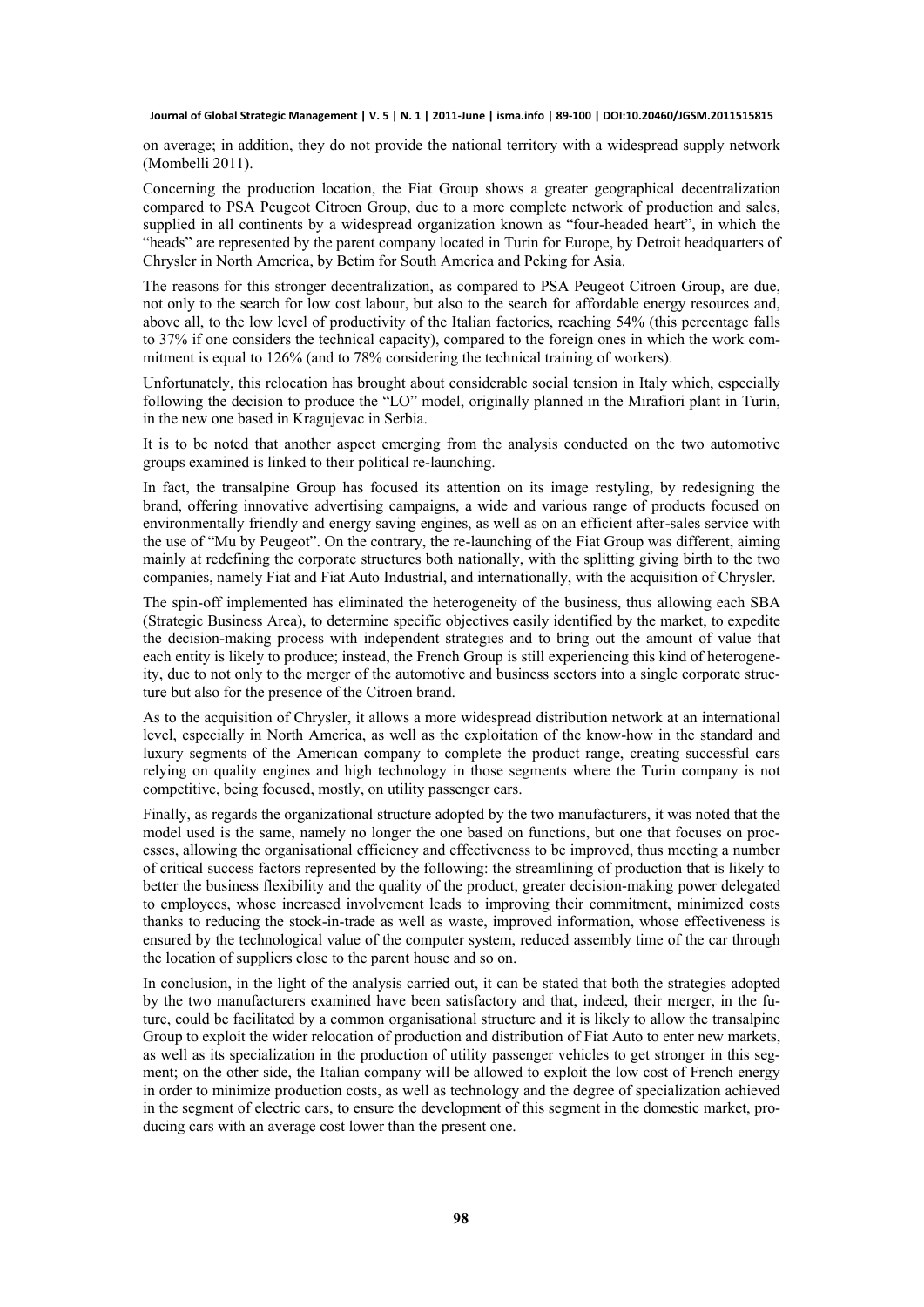on average; in addition, they do not provide the national territory with a widespread supply network (Mombelli 2011).

Concerning the production location, the Fiat Group shows a greater geographical decentralization compared to PSA Peugeot Citroen Group, due to a more complete network of production and sales, supplied in all continents by a widespread organization known as "four-headed heart", in which the "heads" are represented by the parent company located in Turin for Europe, by Detroit headquarters of Chrysler in North America, by Betim for South America and Peking for Asia.

The reasons for this stronger decentralization, as compared to PSA Peugeot Citroen Group, are due, not only to the search for low cost labour, but also to the search for affordable energy resources and, above all, to the low level of productivity of the Italian factories, reaching 54% (this percentage falls to 37% if one considers the technical capacity), compared to the foreign ones in which the work commitment is equal to 126% (and to 78% considering the technical training of workers).

Unfortunately, this relocation has brought about considerable social tension in Italy which, especially following the decision to produce the "LO" model, originally planned in the Mirafiori plant in Turin, in the new one based in Kragujevac in Serbia.

It is to be noted that another aspect emerging from the analysis conducted on the two automotive groups examined is linked to their political re-launching.

In fact, the transalpine Group has focused its attention on its image restyling, by redesigning the brand, offering innovative advertising campaigns, a wide and various range of products focused on environmentally friendly and energy saving engines, as well as on an efficient after-sales service with the use of "Mu by Peugeot". On the contrary, the re-launching of the Fiat Group was different, aiming mainly at redefining the corporate structures both nationally, with the splitting giving birth to the two companies, namely Fiat and Fiat Auto Industrial, and internationally, with the acquisition of Chrysler.

The spin-off implemented has eliminated the heterogeneity of the business, thus allowing each SBA (Strategic Business Area), to determine specific objectives easily identified by the market, to expedite the decision-making process with independent strategies and to bring out the amount of value that each entity is likely to produce; instead, the French Group is still experiencing this kind of heterogeneity, due to not only to the merger of the automotive and business sectors into a single corporate structure but also for the presence of the Citroen brand.

As to the acquisition of Chrysler, it allows a more widespread distribution network at an international level, especially in North America, as well as the exploitation of the know-how in the standard and luxury segments of the American company to complete the product range, creating successful cars relying on quality engines and high technology in those segments where the Turin company is not competitive, being focused, mostly, on utility passenger cars.

Finally, as regards the organizational structure adopted by the two manufacturers, it was noted that the model used is the same, namely no longer the one based on functions, but one that focuses on processes, allowing the organisational efficiency and effectiveness to be improved, thus meeting a number of critical success factors represented by the following: the streamlining of production that is likely to better the business flexibility and the quality of the product, greater decision-making power delegated to employees, whose increased involvement leads to improving their commitment, minimized costs thanks to reducing the stock-in-trade as well as waste, improved information, whose effectiveness is ensured by the technological value of the computer system, reduced assembly time of the car through the location of suppliers close to the parent house and so on.

In conclusion, in the light of the analysis carried out, it can be stated that both the strategies adopted by the two manufacturers examined have been satisfactory and that, indeed, their merger, in the future, could be facilitated by a common organisational structure and it is likely to allow the transalpine Group to exploit the wider relocation of production and distribution of Fiat Auto to enter new markets, as well as its specialization in the production of utility passenger vehicles to get stronger in this segment; on the other side, the Italian company will be allowed to exploit the low cost of French energy in order to minimize production costs, as well as technology and the degree of specialization achieved in the segment of electric cars, to ensure the development of this segment in the domestic market, producing cars with an average cost lower than the present one.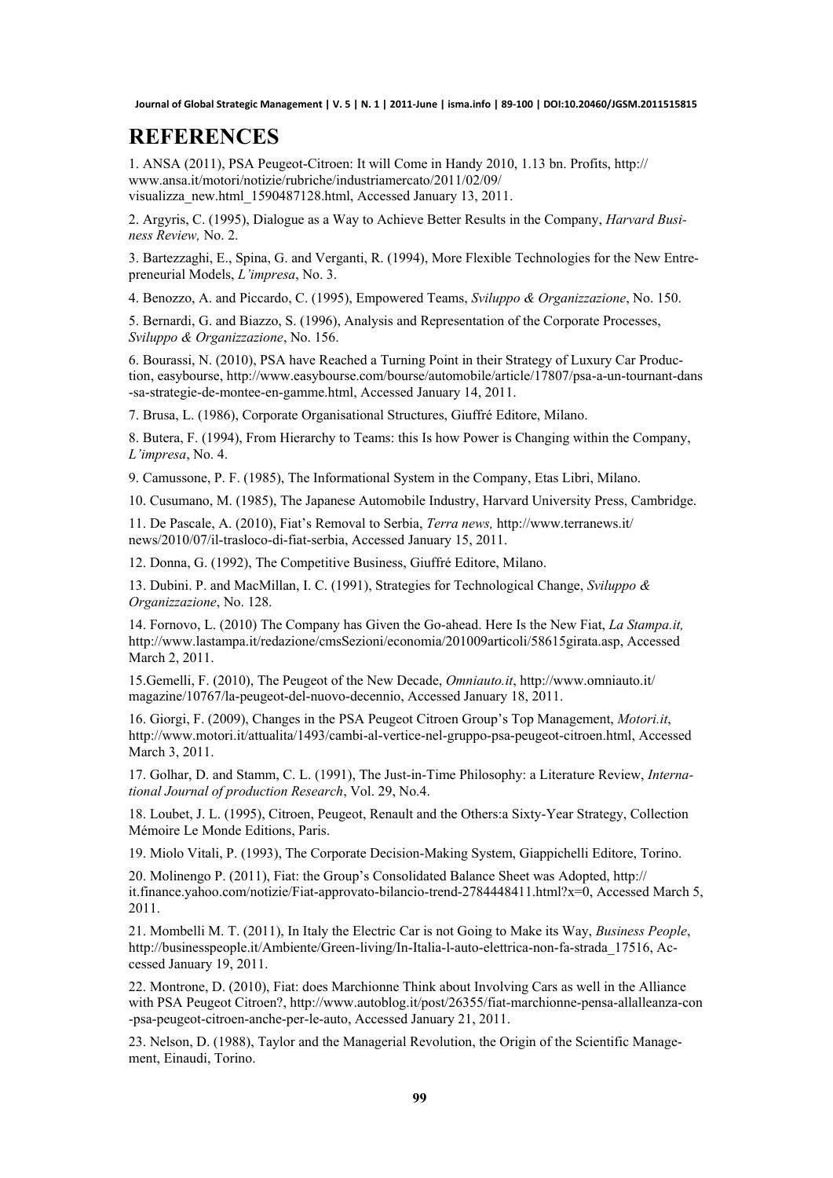# REFERENCES

1. ANSA (2011), PSA Peugeot-Citroen: It will Come in Handy 2010, 1.13 bn. Profits, http://www.ansa.it/motori/notizie/rubriche/industriamercato/2011/02/09/visualizza_new.html_1590487128.html, Accessed January 13, 2011.

2. Argyris, C. (1995), Dialogue as a Way to Achieve Better Results in the Company, *Harvard Business Review,* No. 2.

3. Bartezzaghi, E., Spina, G. and Verganti, R. (1994), More Flexible Technologies for the New Entrepreneurial Models, *L'impresa*, No. 3.

4. Benozzo, A. and Piccardo, C. (1995), Empowered Teams, *Sviluppo & Organizzazione*, No. 150.

5. Bernardi, G. and Biazzo, S. (1996), Analysis and Representation of the Corporate Processes, *Sviluppo & Organizzazione*, No. 156.

6. Bourassi, N. (2010), PSA have Reached a Turning Point in their Strategy of Luxury Car Production, easybourse, http://www.easybourse.com/bourse/automobile/article/17807/psa-a-un-tournant-dans-sa-strategie-de-montee-en-gamme.html, Accessed January 14, 2011.

7. Brusa, L. (1986), Corporate Organisational Structures, Giuffré Editore, Milano.

8. Butera, F. (1994), From Hierarchy to Teams: this Is how Power is Changing within the Company, *L'impresa*, No. 4.

9. Camussone, P. F. (1985), The Informational System in the Company, Etas Libri, Milano.

10. Cusumano, M. (1985), The Japanese Automobile Industry, Harvard University Press, Cambridge.

11. De Pascale, A. (2010), Fiat's Removal to Serbia, *Terra news,* http://www.terranews.it/news/2010/07/il-trasloco-di-fiat-serbia, Accessed January 15, 2011.

12. Donna, G. (1992), The Competitive Business, Giuffré Editore, Milano.

13. Dubini. P. and MacMillan, I. C. (1991), Strategies for Technological Change, *Sviluppo & Organizzazione*, No. 128.

14. Fornovo, L. (2010) The Company has Given the Go-ahead. Here Is the New Fiat, *La Stampa.it,* http://www.lastampa.it/redazione/cmsSezioni/economia/201009articoli/58615girata.asp, Accessed March 2, 2011.

15.Gemelli, F. (2010), The Peugeot of the New Decade, *Omniauto.it*, http://www.omniauto.it/magazine/10767/la-peugeot-del-nuovo-decennio, Accessed January 18, 2011.

16. Giorgi, F. (2009), Changes in the PSA Peugeot Citroen Group's Top Management, *Motori.it*, http://www.motori.it/attualita/1493/cambi-al-vertice-nel-gruppo-psa-peugeot-citroen.html, Accessed March 3, 2011.

17. Golhar, D. and Stamm, C. L. (1991), The Just-in-Time Philosophy: a Literature Review, *International Journal of production Research*, Vol. 29, No.4.

18. Loubet, J. L. (1995), Citroen, Peugeot, Renault and the Others:a Sixty-Year Strategy, Collection Mémoire Le Monde Editions, Paris.

19. Miolo Vitali, P. (1993), The Corporate Decision-Making System, Giappichelli Editore, Torino.

20. Molinengo P. (2011), Fiat: the Group's Consolidated Balance Sheet was Adopted, http://it.finance.yahoo.com/notizie/Fiat-approvato-bilancio-trend-2784448411.html?x=0, Accessed March 5, 2011.

21. Mombelli M. T. (2011), In Italy the Electric Car is not Going to Make its Way, *Business People*, http://businesspeople.it/Ambiente/Green-living/In-Italia-l-auto-elettrica-non-fa-strada_17516, Accessed January 19, 2011.

22. Montrone, D. (2010), Fiat: does Marchionne Think about Involving Cars as well in the Alliance with PSA Peugeot Citroen?, http://www.autoblog.it/post/26355/fiat-marchionne-pensa-allalleanza-con-psa-peugeot-citroen-anche-per-le-auto, Accessed January 21, 2011.

23. Nelson, D. (1988), Taylor and the Managerial Revolution, the Origin of the Scientific Management, Einaudi, Torino.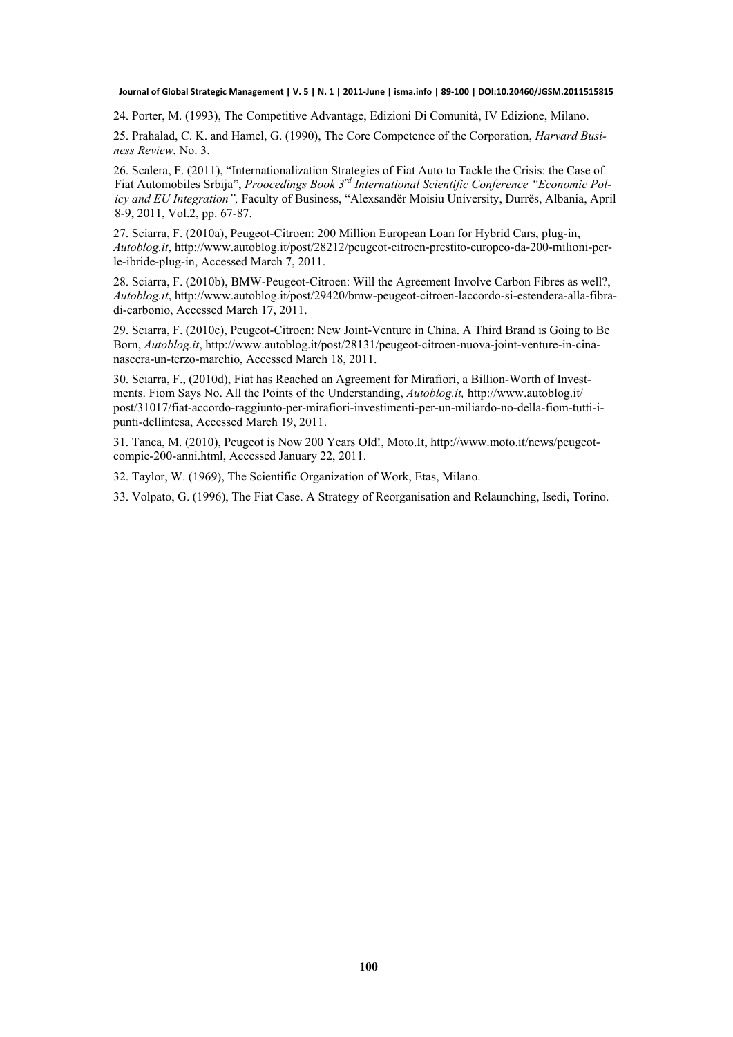24. Porter, M. (1993), The Competitive Advantage, Edizioni Di Comunità, IV Edizione, Milano.

25. Prahalad, C. K. and Hamel, G. (1990), The Core Competence of the Corporation, *Harvard Business Review*, No. 3.

26. Scalera, F. (2011), "Internationalization Strategies of Fiat Auto to Tackle the Crisis: the Case of Fiat Automobiles Srbija", *Proocedings Book 3rd International Scientific Conference "Economic Policy and EU Integration",* Faculty of Business, "Alexsandër Moisiu University, Durrës, Albania, April 8-9, 2011, Vol.2, pp. 67-87.

27. Sciarra, F. (2010a), Peugeot-Citroen: 200 Million European Loan for Hybrid Cars, plug-in, *Autoblog.it*, http://www.autoblog.it/post/28212/peugeot-citroen-prestito-europeo-da-200-milioni-per-le-ibride-plug-in, Accessed March 7, 2011.

28. Sciarra, F. (2010b), BMW-Peugeot-Citroen: Will the Agreement Involve Carbon Fibres as well?, *Autoblog.it*, http://www.autoblog.it/post/29420/bmw-peugeot-citroen-laccordo-si-estendera-alla-fibra-di-carbonio, Accessed March 17, 2011.

29. Sciarra, F. (2010c), Peugeot-Citroen: New Joint-Venture in China. A Third Brand is Going to Be Born, *Autoblog.it*, http://www.autoblog.it/post/28131/peugeot-citroen-nuova-joint-venture-in-cina-nascera-un-terzo-marchio, Accessed March 18, 2011.

30. Sciarra, F., (2010d), Fiat has Reached an Agreement for Mirafiori, a Billion-Worth of Investments. Fiom Says No. All the Points of the Understanding, *Autoblog.it,* http://www.autoblog.it/post/31017/fiat-accordo-raggiunto-per-mirafiori-investimenti-per-un-miliardo-no-della-fiom-tutti-i-punti-dellintesa, Accessed March 19, 2011.

31. Tanca, M. (2010), Peugeot is Now 200 Years Old!, Moto.It, http://www.moto.it/news/peugeot-compie-200-anni.html, Accessed January 22, 2011.

32. Taylor, W. (1969), The Scientific Organization of Work, Etas, Milano.

33. Volpato, G. (1996), The Fiat Case. A Strategy of Reorganisation and Relaunching, Isedi, Torino.